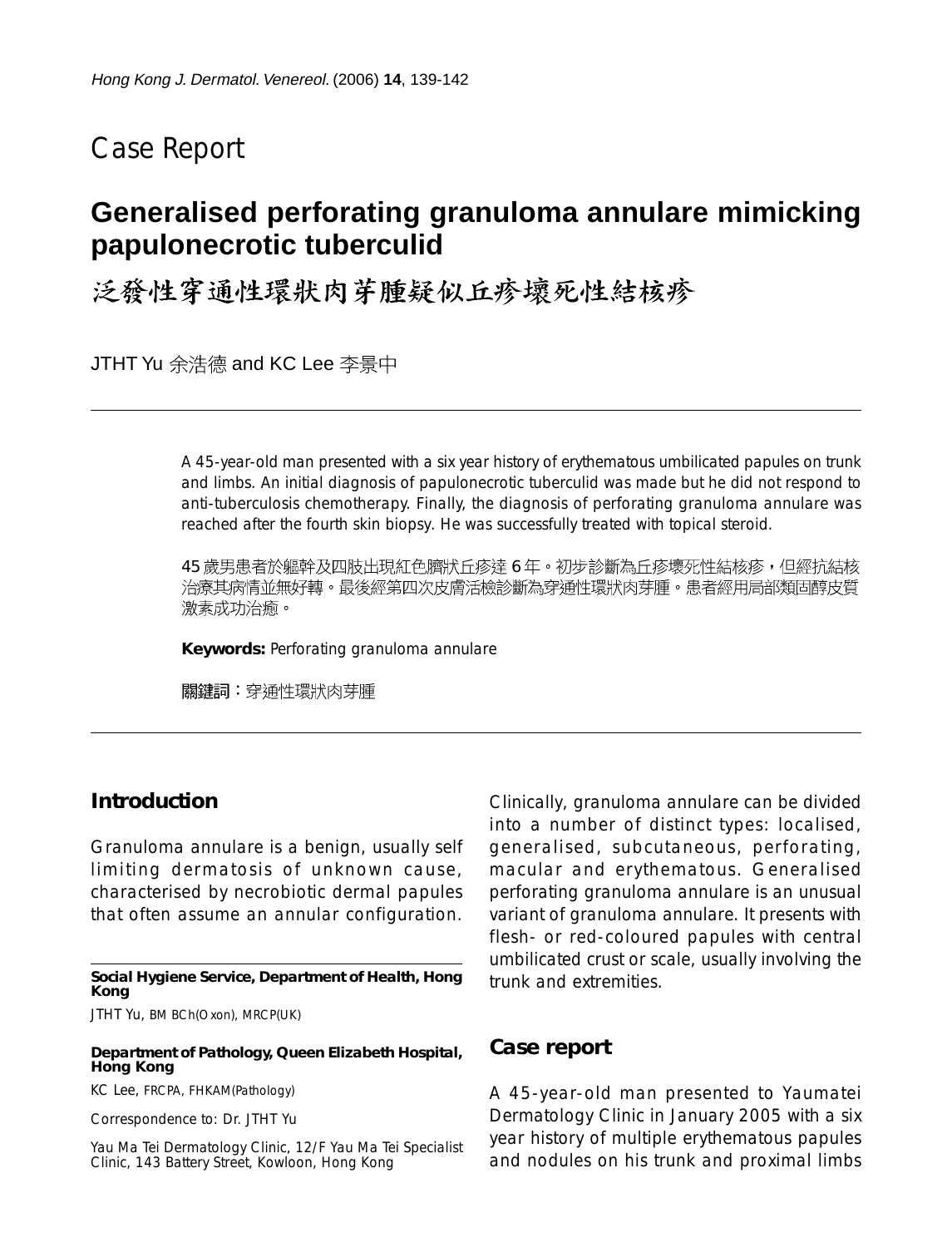Case Report

# Generalised perforating granuloma annulare mimicking papulonecrotic tuberculid

# 泛發性穿通性環狀肉芽腫疑似丘疹壞死性結核疹

JTHT Yu 余浩德 and KC Lee 李景中

A 45-year-old man presented with a six year history of erythematous umbilicated papules on trunk and limbs. An initial diagnosis of papulonecrotic tuberculid was made but he did not respond to anti-tuberculosis chemotherapy. Finally, the diagnosis of perforating granuloma annulare was reached after the fourth skin biopsy. He was successfully treated with topical steroid.

45歲男患者於軀幹及四肢出現紅色臍狀丘疹達6年。初步診斷為丘疹壞死性結核疹，但經抗結核治療其病情並無好轉。最後經第四次皮膚活檢診斷為穿通性環狀肉芽腫。患者經用局部類固醇皮質激素成功治癒。

**Keywords:** Perforating granuloma annulare

**關鍵詞：**穿通性環狀肉芽腫

## Introduction

Granuloma annulare is a benign, usually self limiting dermatosis of unknown cause, characterised by necrobiotic dermal papules that often assume an annular configuration.

Clinically, granuloma annulare can be divided into a number of distinct types: localised, generalised, subcutaneous, perforating, macular and erythematous. Generalised perforating granuloma annulare is an unusual variant of granuloma annulare. It presents with flesh- or red-coloured papules with central umbilicated crust or scale, usually involving the trunk and extremities.

## Case report

A 45-year-old man presented to Yaumatei Dermatology Clinic in January 2005 with a six year history of multiple erythematous papules and nodules on his trunk and proximal limbs

---

**Social Hygiene Service, Department of Health, Hong Kong**

JTHT Yu, BM BCh(Oxon), MRCP(UK)

**Department of Pathology, Queen Elizabeth Hospital, Hong Kong**

KC Lee, FRCPA, FHKAM(Pathology)

Correspondence to: Dr. JTHT Yu

Yau Ma Tei Dermatology Clinic, 12/F Yau Ma Tei Specialist Clinic, 143 Battery Street, Kowloon, Hong Kong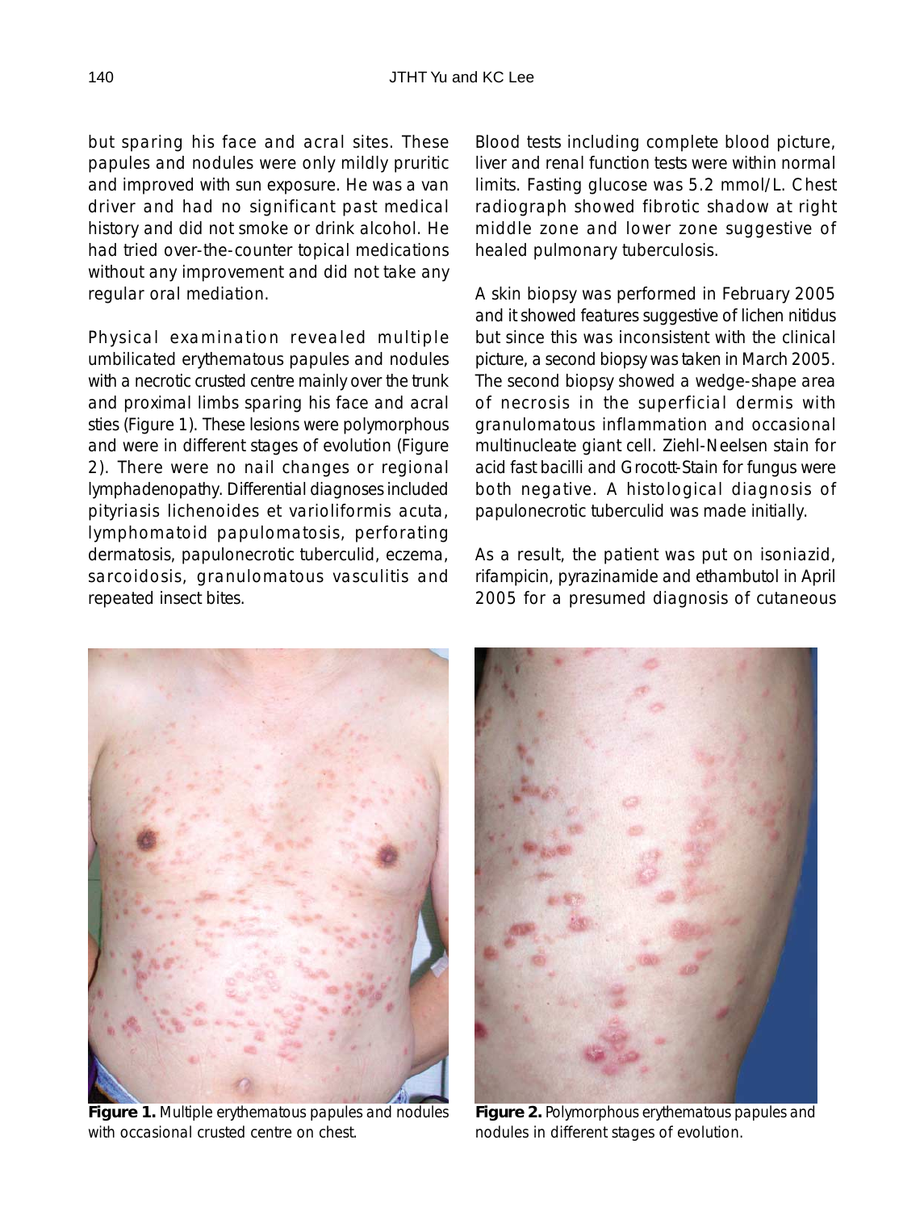but sparing his face and acral sites. These papules and nodules were only mildly pruritic and improved with sun exposure. He was a van driver and had no significant past medical history and did not smoke or drink alcohol. He had tried over-the-counter topical medications without any improvement and did not take any regular oral mediation.

Physical examination revealed multiple umbilicated erythematous papules and nodules with a necrotic crusted centre mainly over the trunk and proximal limbs sparing his face and acral sties (Figure 1). These lesions were polymorphous and were in different stages of evolution (Figure 2). There were no nail changes or regional lymphadenopathy. Differential diagnoses included pityriasis lichenoides et varioliformis acuta, lymphomatoid papulomatosis, perforating dermatosis, papulonecrotic tuberculid, eczema, sarcoidosis, granulomatous vasculitis and repeated insect bites.

Blood tests including complete blood picture, liver and renal function tests were within normal limits. Fasting glucose was 5.2 mmol/L. Chest radiograph showed fibrotic shadow at right middle zone and lower zone suggestive of healed pulmonary tuberculosis.

A skin biopsy was performed in February 2005 and it showed features suggestive of lichen nitidus but since this was inconsistent with the clinical picture, a second biopsy was taken in March 2005. The second biopsy showed a wedge-shape area of necrosis in the superficial dermis with granulomatous inflammation and occasional multinucleate giant cell. Ziehl-Neelsen stain for acid fast bacilli and Grocott-Stain for fungus were both negative. A histological diagnosis of papulonecrotic tuberculid was made initially.

As a result, the patient was put on isoniazid, rifampicin, pyrazinamide and ethambutol in April 2005 for a presumed diagnosis of cutaneous

**Figure 1.** Multiple erythematous papules and nodules with occasional crusted centre on chest.

**Figure 2.** Polymorphous erythematous papules and nodules in different stages of evolution.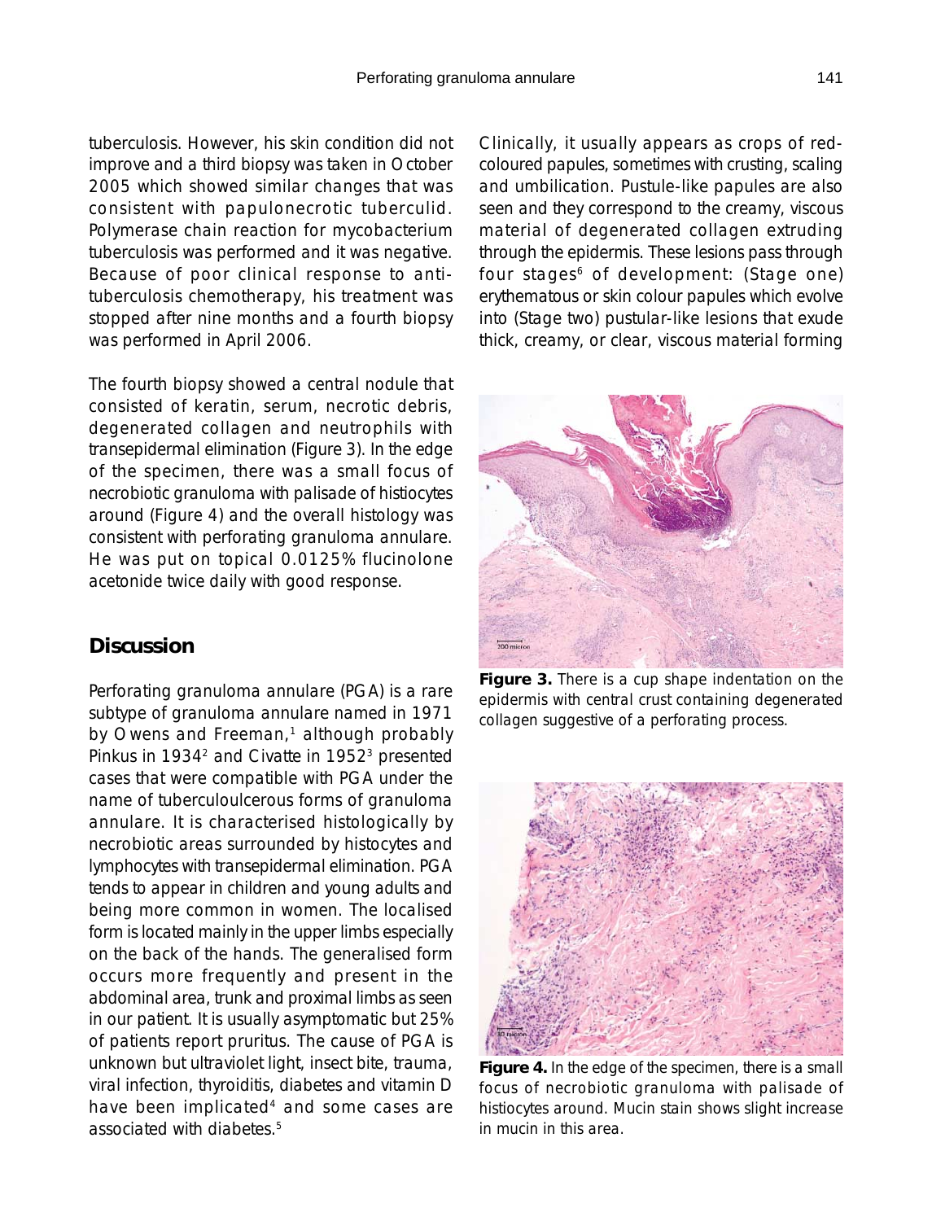tuberculosis. However, his skin condition did not improve and a third biopsy was taken in October 2005 which showed similar changes that was consistent with papulonecrotic tuberculid. Polymerase chain reaction for mycobacterium tuberculosis was performed and it was negative. Because of poor clinical response to anti-tuberculosis chemotherapy, his treatment was stopped after nine months and a fourth biopsy was performed in April 2006.

The fourth biopsy showed a central nodule that consisted of keratin, serum, necrotic debris, degenerated collagen and neutrophils with transepidermal elimination (Figure 3). In the edge of the specimen, there was a small focus of necrobiotic granuloma with palisade of histiocytes around (Figure 4) and the overall histology was consistent with perforating granuloma annulare. He was put on topical 0.0125% flucinolone acetonide twice daily with good response.

## Discussion

Perforating granuloma annulare (PGA) is a rare subtype of granuloma annulare named in 1971 by Owens and Freeman,[1] although probably Pinkus in 1934[2] and Civatte in 1952[3] presented cases that were compatible with PGA under the name of tuberculoulcerous forms of granuloma annulare. It is characterised histologically by necrobiotic areas surrounded by histocytes and lymphocytes with transepidermal elimination. PGA tends to appear in children and young adults and being more common in women. The localised form is located mainly in the upper limbs especially on the back of the hands. The generalised form occurs more frequently and present in the abdominal area, trunk and proximal limbs as seen in our patient. It is usually asymptomatic but 25% of patients report pruritus. The cause of PGA is unknown but ultraviolet light, insect bite, trauma, viral infection, thyroiditis, diabetes and vitamin D have been implicated[4] and some cases are associated with diabetes.[5]

Clinically, it usually appears as crops of red-coloured papules, sometimes with crusting, scaling and umbilication. Pustule-like papules are also seen and they correspond to the creamy, viscous material of degenerated collagen extruding through the epidermis. These lesions pass through four stages[6] of development: (Stage one) erythematous or skin colour papules which evolve into (Stage two) pustular-like lesions that exude thick, creamy, or clear, viscous material forming

**Figure 3.** There is a cup shape indentation on the epidermis with central crust containing degenerated collagen suggestive of a perforating process.

**Figure 4.** In the edge of the specimen, there is a small focus of necrobiotic granuloma with palisade of histiocytes around. Mucin stain shows slight increase in mucin in this area.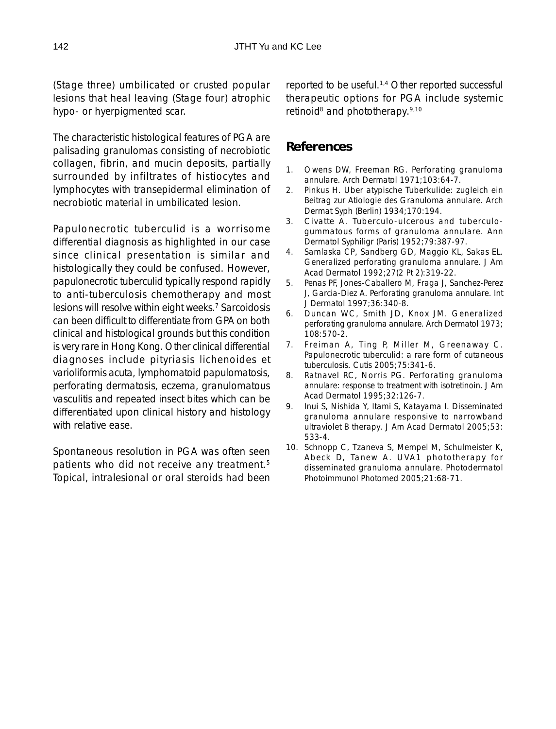(Stage three) umbilicated or crusted popular lesions that heal leaving (Stage four) atrophic hypo- or hyerpigmented scar.

The characteristic histological features of PGA are palisading granulomas consisting of necrobiotic collagen, fibrin, and mucin deposits, partially surrounded by infiltrates of histiocytes and lymphocytes with transepidermal elimination of necrobiotic material in umbilicated lesion.

Papulonecrotic tuberculid is a worrisome differential diagnosis as highlighted in our case since clinical presentation is similar and histologically they could be confused. However, papulonecrotic tuberculid typically respond rapidly to anti-tuberculosis chemotherapy and most lesions will resolve within eight weeks.[7] Sarcoidosis can been difficult to differentiate from GPA on both clinical and histological grounds but this condition is very rare in Hong Kong. Other clinical differential diagnoses include pityriasis lichenoides et varioliformis acuta, lymphomatoid papulomatosis, perforating dermatosis, eczema, granulomatous vasculitis and repeated insect bites which can be differentiated upon clinical history and histology with relative ease.

Spontaneous resolution in PGA was often seen patients who did not receive any treatment.[5] Topical, intralesional or oral steroids had been reported to be useful.[1,4] Other reported successful therapeutic options for PGA include systemic retinoid[8] and phototherapy.[9,10]

## References

1. Owens DW, Freeman RG. Perforating granuloma annulare. Arch Dermatol 1971;103:64-7.
2. Pinkus H. Uber atypische Tuberkulide: zugleich ein Beitrag zur Atiologie des Granuloma annulare. Arch Dermat Syph (Berlin) 1934;170:194.
3. Civatte A. Tuberculo-ulcerous and tuberculo-gummatous forms of granuloma annulare. Ann Dermatol Syphiligr (Paris) 1952;79:387-97.
4. Samlaska CP, Sandberg GD, Maggio KL, Sakas EL. Generalized perforating granuloma annulare. J Am Acad Dermatol 1992;27(2 Pt 2):319-22.
5. Penas PF, Jones-Caballero M, Fraga J, Sanchez-Perez J, Garcia-Diez A. Perforating granuloma annulare. Int J Dermatol 1997;36:340-8.
6. Duncan WC, Smith JD, Knox JM. Generalized perforating granuloma annulare. Arch Dermatol 1973; 108:570-2.
7. Freiman A, Ting P, Miller M, Greenaway C. Papulonecrotic tuberculid: a rare form of cutaneous tuberculosis. Cutis 2005;75:341-6.
8. Ratnavel RC, Norris PG. Perforating granuloma annulare: response to treatment with isotretinoin. J Am Acad Dermatol 1995;32:126-7.
9. Inui S, Nishida Y, Itami S, Katayama I. Disseminated granuloma annulare responsive to narrowband ultraviolet B therapy. J Am Acad Dermatol 2005;53: 533-4.
10. Schnopp C, Tzaneva S, Mempel M, Schulmeister K, Abeck D, Tanew A. UVA1 phototherapy for disseminated granuloma annulare. Photodermatol Photoimmunol Photomed 2005;21:68-71.